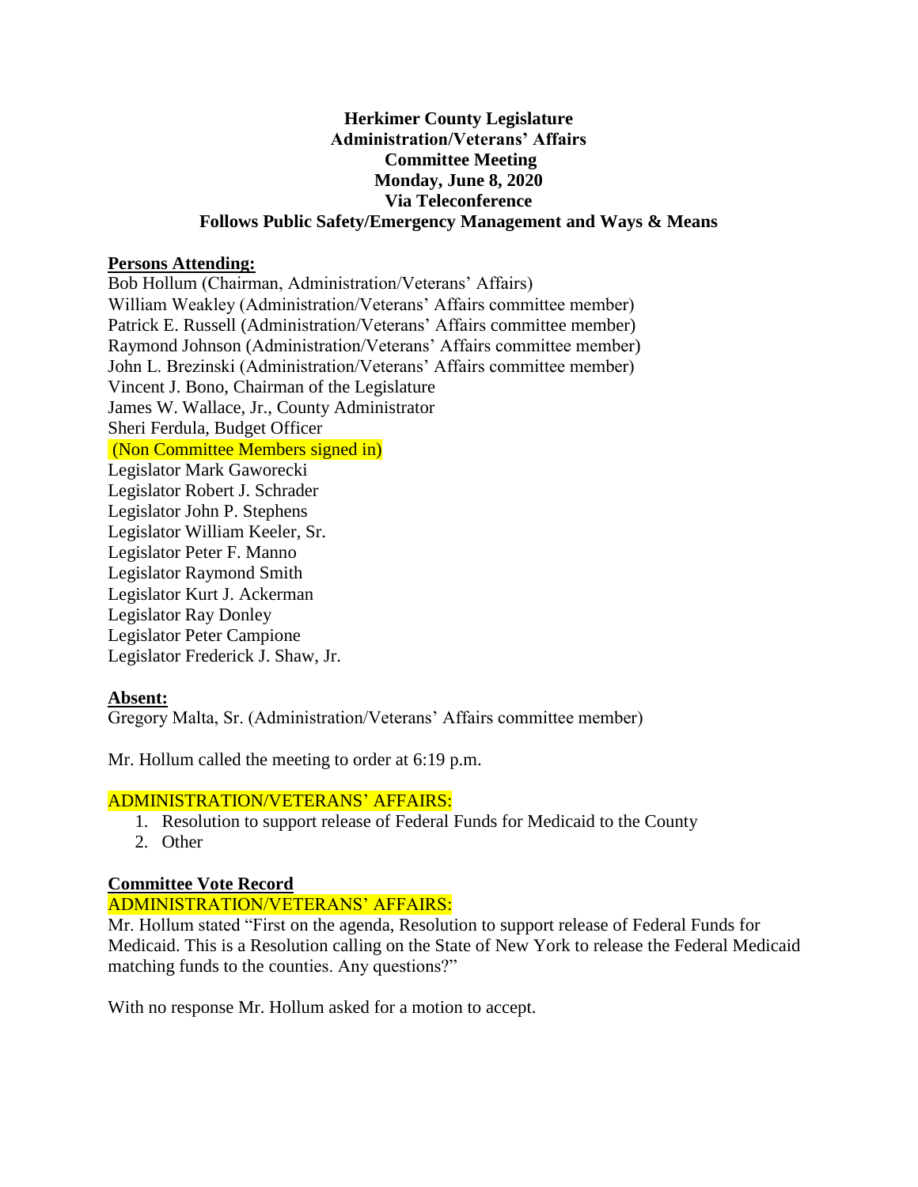# Herkimer County Legislature
## Administration/Veterans' Affairs
## Committee Meeting
## Monday, June 8, 2020
## Via Teleconference
## Follows Public Safety/Emergency Management and Ways & Means

**Persons Attending:**

Bob Hollum (Chairman, Administration/Veterans' Affairs)
William Weakley (Administration/Veterans' Affairs committee member)
Patrick E. Russell (Administration/Veterans' Affairs committee member)
Raymond Johnson (Administration/Veterans' Affairs committee member)
John L. Brezinski (Administration/Veterans' Affairs committee member)
Vincent J. Bono, Chairman of the Legislature
James W. Wallace, Jr., County Administrator
Sheri Ferdula, Budget Officer
(Non Committee Members signed in)
Legislator Mark Gaworecki
Legislator Robert J. Schrader
Legislator John P. Stephens
Legislator William Keeler, Sr.
Legislator Peter F. Manno
Legislator Raymond Smith
Legislator Kurt J. Ackerman
Legislator Ray Donley
Legislator Peter Campione
Legislator Frederick J. Shaw, Jr.

**Absent:**

Gregory Malta, Sr. (Administration/Veterans' Affairs committee member)

Mr. Hollum called the meeting to order at 6:19 p.m.

ADMINISTRATION/VETERANS' AFFAIRS:

1. Resolution to support release of Federal Funds for Medicaid to the County
2. Other

**Committee Vote Record**

ADMINISTRATION/VETERANS' AFFAIRS:

Mr. Hollum stated "First on the agenda, Resolution to support release of Federal Funds for Medicaid. This is a Resolution calling on the State of New York to release the Federal Medicaid matching funds to the counties. Any questions?"

With no response Mr. Hollum asked for a motion to accept.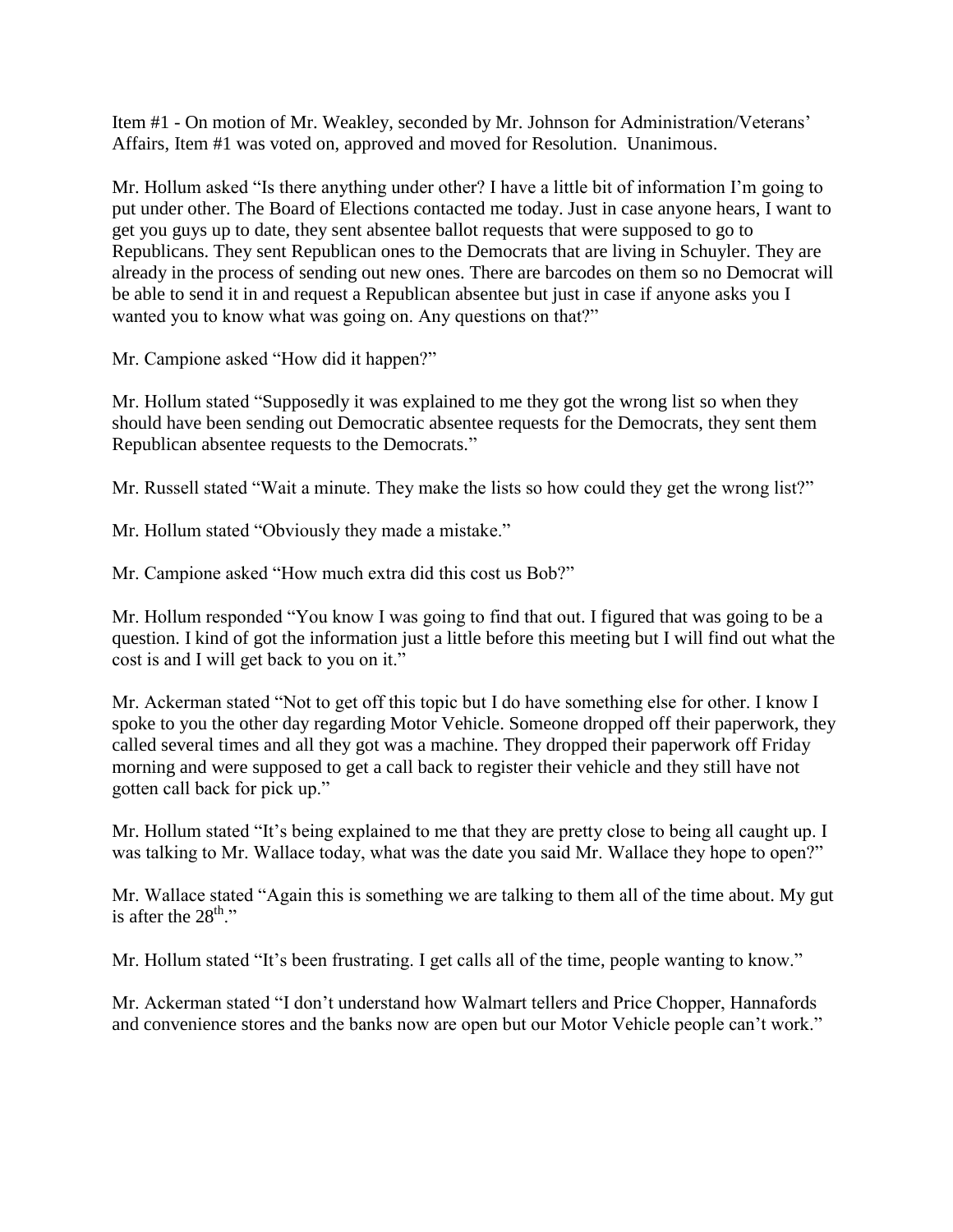Item #1 - On motion of Mr. Weakley, seconded by Mr. Johnson for Administration/Veterans' Affairs, Item #1 was voted on, approved and moved for Resolution. Unanimous.

Mr. Hollum asked "Is there anything under other? I have a little bit of information I'm going to put under other. The Board of Elections contacted me today. Just in case anyone hears, I want to get you guys up to date, they sent absentee ballot requests that were supposed to go to Republicans. They sent Republican ones to the Democrats that are living in Schuyler. They are already in the process of sending out new ones. There are barcodes on them so no Democrat will be able to send it in and request a Republican absentee but just in case if anyone asks you I wanted you to know what was going on. Any questions on that?"

Mr. Campione asked "How did it happen?"

Mr. Hollum stated "Supposedly it was explained to me they got the wrong list so when they should have been sending out Democratic absentee requests for the Democrats, they sent them Republican absentee requests to the Democrats."

Mr. Russell stated "Wait a minute. They make the lists so how could they get the wrong list?"

Mr. Hollum stated "Obviously they made a mistake."

Mr. Campione asked "How much extra did this cost us Bob?"

Mr. Hollum responded "You know I was going to find that out. I figured that was going to be a question. I kind of got the information just a little before this meeting but I will find out what the cost is and I will get back to you on it."

Mr. Ackerman stated "Not to get off this topic but I do have something else for other. I know I spoke to you the other day regarding Motor Vehicle. Someone dropped off their paperwork, they called several times and all they got was a machine. They dropped their paperwork off Friday morning and were supposed to get a call back to register their vehicle and they still have not gotten call back for pick up."

Mr. Hollum stated "It's being explained to me that they are pretty close to being all caught up. I was talking to Mr. Wallace today, what was the date you said Mr. Wallace they hope to open?"

Mr. Wallace stated "Again this is something we are talking to them all of the time about. My gut is after the 28th."

Mr. Hollum stated "It's been frustrating. I get calls all of the time, people wanting to know."

Mr. Ackerman stated "I don't understand how Walmart tellers and Price Chopper, Hannafords and convenience stores and the banks now are open but our Motor Vehicle people can't work."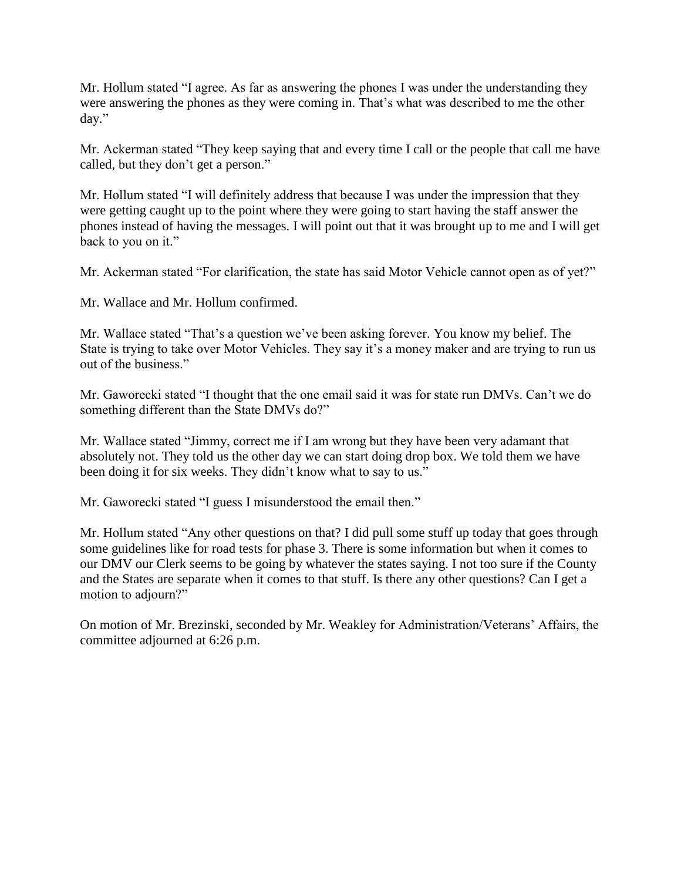Mr. Hollum stated "I agree. As far as answering the phones I was under the understanding they were answering the phones as they were coming in. That's what was described to me the other day."

Mr. Ackerman stated "They keep saying that and every time I call or the people that call me have called, but they don't get a person."

Mr. Hollum stated "I will definitely address that because I was under the impression that they were getting caught up to the point where they were going to start having the staff answer the phones instead of having the messages. I will point out that it was brought up to me and I will get back to you on it."

Mr. Ackerman stated "For clarification, the state has said Motor Vehicle cannot open as of yet?"

Mr. Wallace and Mr. Hollum confirmed.

Mr. Wallace stated "That's a question we've been asking forever. You know my belief. The State is trying to take over Motor Vehicles. They say it's a money maker and are trying to run us out of the business."

Mr. Gaworecki stated "I thought that the one email said it was for state run DMVs. Can't we do something different than the State DMVs do?"

Mr. Wallace stated "Jimmy, correct me if I am wrong but they have been very adamant that absolutely not. They told us the other day we can start doing drop box. We told them we have been doing it for six weeks. They didn't know what to say to us."

Mr. Gaworecki stated "I guess I misunderstood the email then."

Mr. Hollum stated "Any other questions on that? I did pull some stuff up today that goes through some guidelines like for road tests for phase 3. There is some information but when it comes to our DMV our Clerk seems to be going by whatever the states saying. I not too sure if the County and the States are separate when it comes to that stuff. Is there any other questions? Can I get a motion to adjourn?"

On motion of Mr. Brezinski, seconded by Mr. Weakley for Administration/Veterans' Affairs, the committee adjourned at 6:26 p.m.